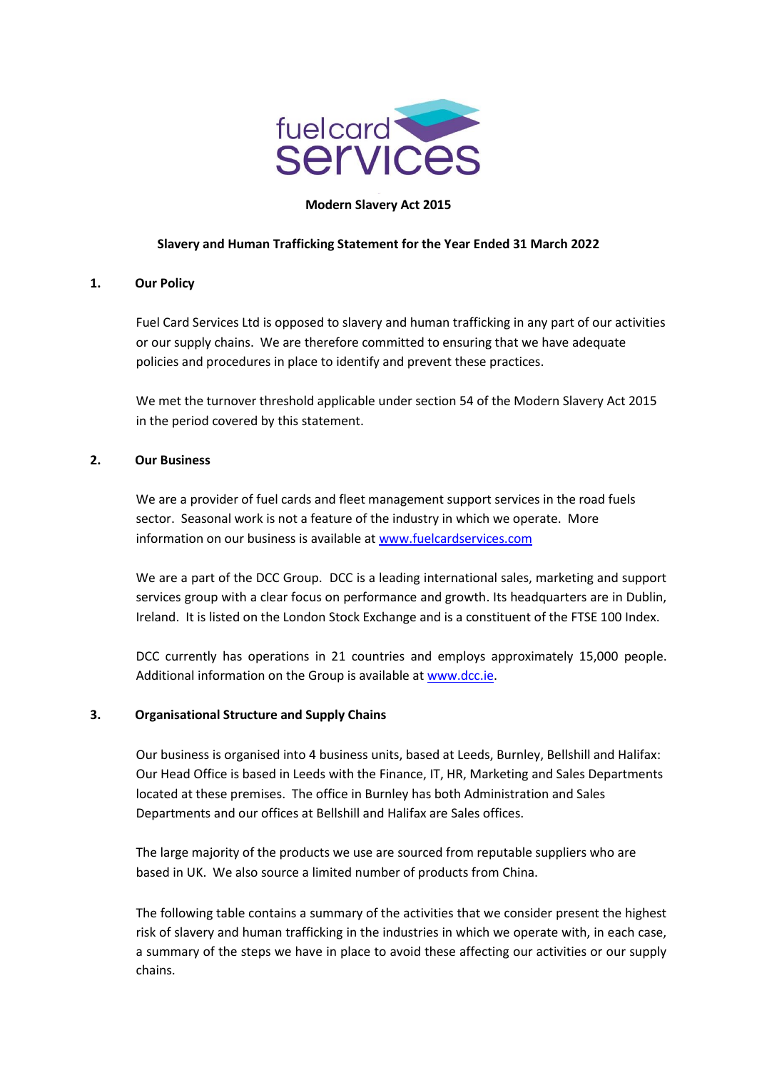fuelcard services

# Modern Slavery Act 2015

## Slavery and Human Trafficking Statement for the Year Ended 31 March 2022

### 1. Our Policy

Fuel Card Services Ltd is opposed to slavery and human trafficking in any part of our activities or our supply chains. We are therefore committed to ensuring that we have adequate policies and procedures in place to identify and prevent these practices.

We met the turnover threshold applicable under section 54 of the Modern Slavery Act 2015 in the period covered by this statement.

### 2. Our Business

We are a provider of fuel cards and fleet management support services in the road fuels sector. Seasonal work is not a feature of the industry in which we operate. More information on our business is available at [www.fuelcardservices.com](http://www.fuelcardservices.com)

We are a part of the DCC Group. DCC is a leading international sales, marketing and support services group with a clear focus on performance and growth. Its headquarters are in Dublin, Ireland. It is listed on the London Stock Exchange and is a constituent of the FTSE 100 Index.

DCC currently has operations in 21 countries and employs approximately 15,000 people. Additional information on the Group is available at [www.dcc.ie](http://www.dcc.ie).

### 3. Organisational Structure and Supply Chains

Our business is organised into 4 business units, based at Leeds, Burnley, Bellshill and Halifax: Our Head Office is based in Leeds with the Finance, IT, HR, Marketing and Sales Departments located at these premises. The office in Burnley has both Administration and Sales Departments and our offices at Bellshill and Halifax are Sales offices.

The large majority of the products we use are sourced from reputable suppliers who are based in UK. We also source a limited number of products from China.

The following table contains a summary of the activities that we consider present the highest risk of slavery and human trafficking in the industries in which we operate with, in each case, a summary of the steps we have in place to avoid these affecting our activities or our supply chains.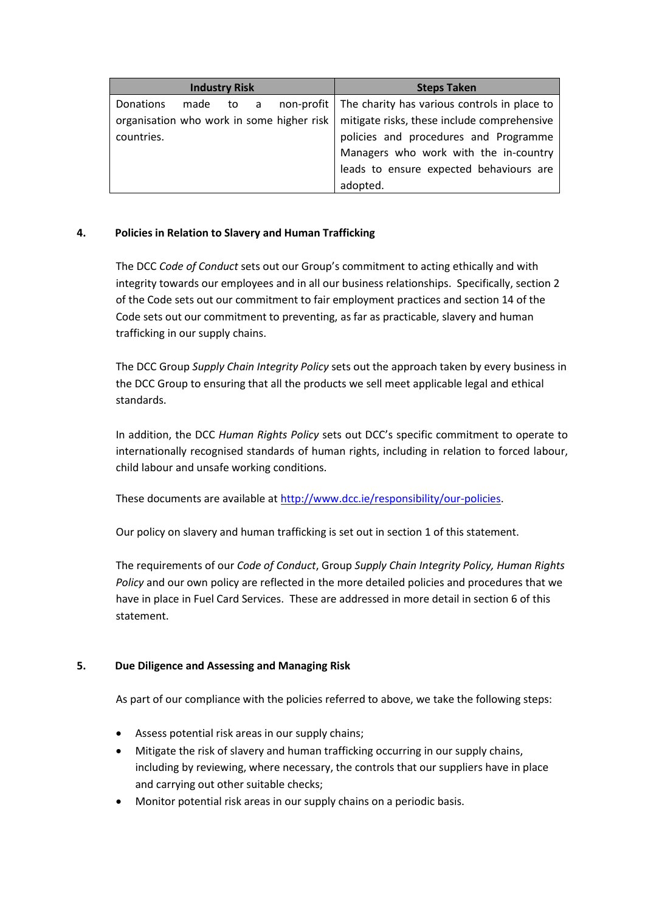| Industry Risk | Steps Taken |
|---|---|
| Donations made to a non-profit organisation who work in some higher risk countries. | The charity has various controls in place to mitigate risks, these include comprehensive policies and procedures and Programme Managers who work with the in-country leads to ensure expected behaviours are adopted. |

## 4. Policies in Relation to Slavery and Human Trafficking

The DCC *Code of Conduct* sets out our Group's commitment to acting ethically and with integrity towards our employees and in all our business relationships. Specifically, section 2 of the Code sets out our commitment to fair employment practices and section 14 of the Code sets out our commitment to preventing, as far as practicable, slavery and human trafficking in our supply chains.

The DCC Group *Supply Chain Integrity Policy* sets out the approach taken by every business in the DCC Group to ensuring that all the products we sell meet applicable legal and ethical standards.

In addition, the DCC *Human Rights Policy* sets out DCC's specific commitment to operate to internationally recognised standards of human rights, including in relation to forced labour, child labour and unsafe working conditions.

These documents are available at http://www.dcc.ie/responsibility/our-policies.

Our policy on slavery and human trafficking is set out in section 1 of this statement.

The requirements of our *Code of Conduct*, Group *Supply Chain Integrity Policy, Human Rights Policy* and our own policy are reflected in the more detailed policies and procedures that we have in place in Fuel Card Services. These are addressed in more detail in section 6 of this statement.

## 5. Due Diligence and Assessing and Managing Risk

As part of our compliance with the policies referred to above, we take the following steps:

- Assess potential risk areas in our supply chains;
- Mitigate the risk of slavery and human trafficking occurring in our supply chains, including by reviewing, where necessary, the controls that our suppliers have in place and carrying out other suitable checks;
- Monitor potential risk areas in our supply chains on a periodic basis.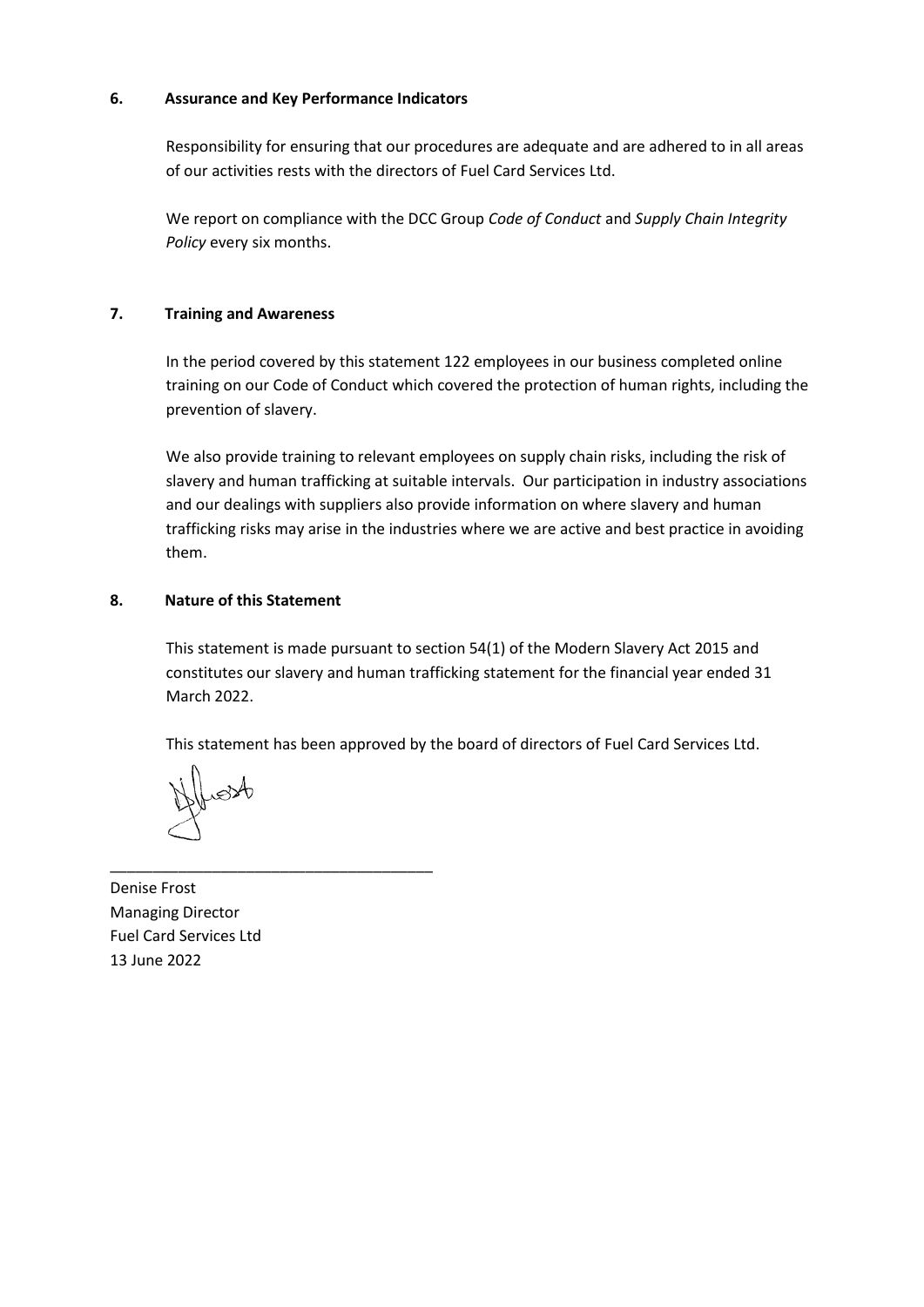## 6. Assurance and Key Performance Indicators

Responsibility for ensuring that our procedures are adequate and are adhered to in all areas of our activities rests with the directors of Fuel Card Services Ltd.

We report on compliance with the DCC Group *Code of Conduct* and *Supply Chain Integrity Policy* every six months.

## 7. Training and Awareness

In the period covered by this statement 122 employees in our business completed online training on our Code of Conduct which covered the protection of human rights, including the prevention of slavery.

We also provide training to relevant employees on supply chain risks, including the risk of slavery and human trafficking at suitable intervals. Our participation in industry associations and our dealings with suppliers also provide information on where slavery and human trafficking risks may arise in the industries where we are active and best practice in avoiding them.

## 8. Nature of this Statement

This statement is made pursuant to section 54(1) of the Modern Slavery Act 2015 and constitutes our slavery and human trafficking statement for the financial year ended 31 March 2022.

This statement has been approved by the board of directors of Fuel Card Services Ltd.

\_\_\_\_\_\_\_\_\_\_\_\_\_\_\_\_\_\_\_\_\_\_\_\_\_\_\_\_\_\_\_\_\_\_\_\_\_\_\_

Denise Frost
Managing Director
Fuel Card Services Ltd
13 June 2022